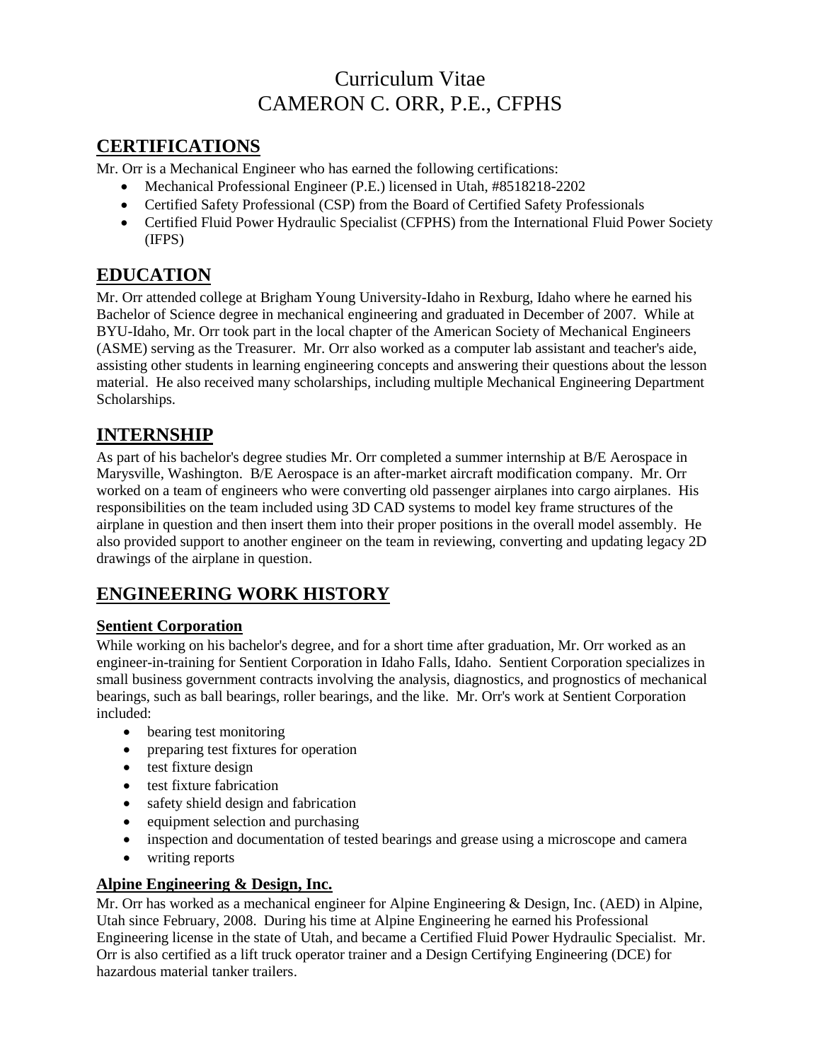# Curriculum Vitae
# CAMERON C. ORR, P.E., CFPHS

## CERTIFICATIONS

Mr. Orr is a Mechanical Engineer who has earned the following certifications:

- Mechanical Professional Engineer (P.E.) licensed in Utah, #8518218-2202
- Certified Safety Professional (CSP) from the Board of Certified Safety Professionals
- Certified Fluid Power Hydraulic Specialist (CFPHS) from the International Fluid Power Society (IFPS)

## EDUCATION

Mr. Orr attended college at Brigham Young University-Idaho in Rexburg, Idaho where he earned his Bachelor of Science degree in mechanical engineering and graduated in December of 2007. While at BYU-Idaho, Mr. Orr took part in the local chapter of the American Society of Mechanical Engineers (ASME) serving as the Treasurer. Mr. Orr also worked as a computer lab assistant and teacher's aide, assisting other students in learning engineering concepts and answering their questions about the lesson material. He also received many scholarships, including multiple Mechanical Engineering Department Scholarships.

## INTERNSHIP

As part of his bachelor's degree studies Mr. Orr completed a summer internship at B/E Aerospace in Marysville, Washington. B/E Aerospace is an after-market aircraft modification company. Mr. Orr worked on a team of engineers who were converting old passenger airplanes into cargo airplanes. His responsibilities on the team included using 3D CAD systems to model key frame structures of the airplane in question and then insert them into their proper positions in the overall model assembly. He also provided support to another engineer on the team in reviewing, converting and updating legacy 2D drawings of the airplane in question.

## ENGINEERING WORK HISTORY

### Sentient Corporation

While working on his bachelor's degree, and for a short time after graduation, Mr. Orr worked as an engineer-in-training for Sentient Corporation in Idaho Falls, Idaho. Sentient Corporation specializes in small business government contracts involving the analysis, diagnostics, and prognostics of mechanical bearings, such as ball bearings, roller bearings, and the like. Mr. Orr's work at Sentient Corporation included:

- bearing test monitoring
- preparing test fixtures for operation
- test fixture design
- test fixture fabrication
- safety shield design and fabrication
- equipment selection and purchasing
- inspection and documentation of tested bearings and grease using a microscope and camera
- writing reports

### Alpine Engineering & Design, Inc.

Mr. Orr has worked as a mechanical engineer for Alpine Engineering & Design, Inc. (AED) in Alpine, Utah since February, 2008. During his time at Alpine Engineering he earned his Professional Engineering license in the state of Utah, and became a Certified Fluid Power Hydraulic Specialist. Mr. Orr is also certified as a lift truck operator trainer and a Design Certifying Engineering (DCE) for hazardous material tanker trailers.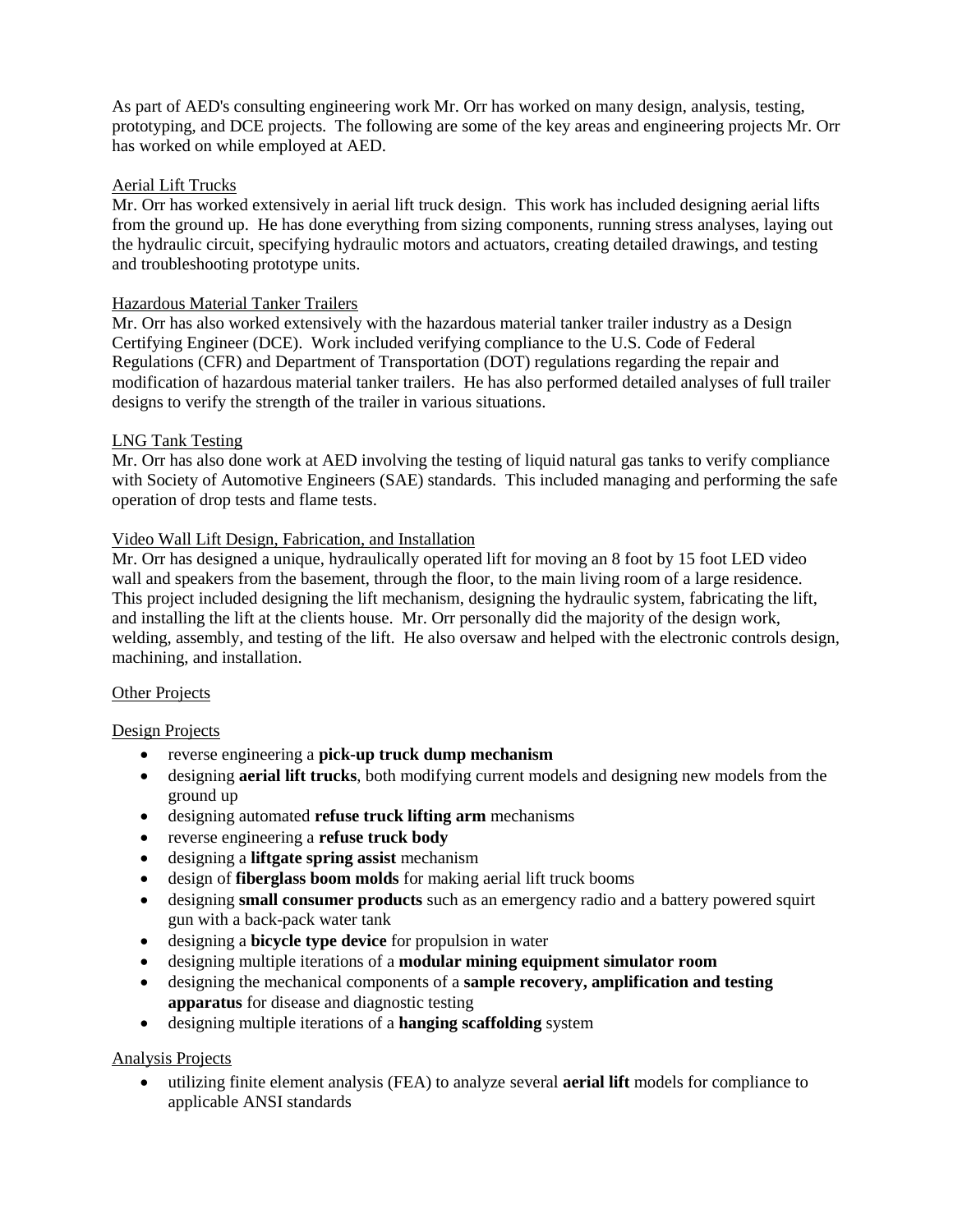As part of AED's consulting engineering work Mr. Orr has worked on many design, analysis, testing, prototyping, and DCE projects. The following are some of the key areas and engineering projects Mr. Orr has worked on while employed at AED.

<u>Aerial Lift Trucks</u>

Mr. Orr has worked extensively in aerial lift truck design. This work has included designing aerial lifts from the ground up. He has done everything from sizing components, running stress analyses, laying out the hydraulic circuit, specifying hydraulic motors and actuators, creating detailed drawings, and testing and troubleshooting prototype units.

<u>Hazardous Material Tanker Trailers</u>

Mr. Orr has also worked extensively with the hazardous material tanker trailer industry as a Design Certifying Engineer (DCE). Work included verifying compliance to the U.S. Code of Federal Regulations (CFR) and Department of Transportation (DOT) regulations regarding the repair and modification of hazardous material tanker trailers. He has also performed detailed analyses of full trailer designs to verify the strength of the trailer in various situations.

<u>LNG Tank Testing</u>

Mr. Orr has also done work at AED involving the testing of liquid natural gas tanks to verify compliance with Society of Automotive Engineers (SAE) standards. This included managing and performing the safe operation of drop tests and flame tests.

<u>Video Wall Lift Design, Fabrication, and Installation</u>

Mr. Orr has designed a unique, hydraulically operated lift for moving an 8 foot by 15 foot LED video wall and speakers from the basement, through the floor, to the main living room of a large residence. This project included designing the lift mechanism, designing the hydraulic system, fabricating the lift, and installing the lift at the clients house. Mr. Orr personally did the majority of the design work, welding, assembly, and testing of the lift. He also oversaw and helped with the electronic controls design, machining, and installation.

<u>Other Projects</u>

<u>Design Projects</u>

- reverse engineering a **pick-up truck dump mechanism**
- designing **aerial lift trucks**, both modifying current models and designing new models from the ground up
- designing automated **refuse truck lifting arm** mechanisms
- reverse engineering a **refuse truck body**
- designing a **liftgate spring assist** mechanism
- design of **fiberglass boom molds** for making aerial lift truck booms
- designing **small consumer products** such as an emergency radio and a battery powered squirt gun with a back-pack water tank
- designing a **bicycle type device** for propulsion in water
- designing multiple iterations of a **modular mining equipment simulator room**
- designing the mechanical components of a **sample recovery, amplification and testing apparatus** for disease and diagnostic testing
- designing multiple iterations of a **hanging scaffolding** system

<u>Analysis Projects</u>

- utilizing finite element analysis (FEA) to analyze several **aerial lift** models for compliance to applicable ANSI standards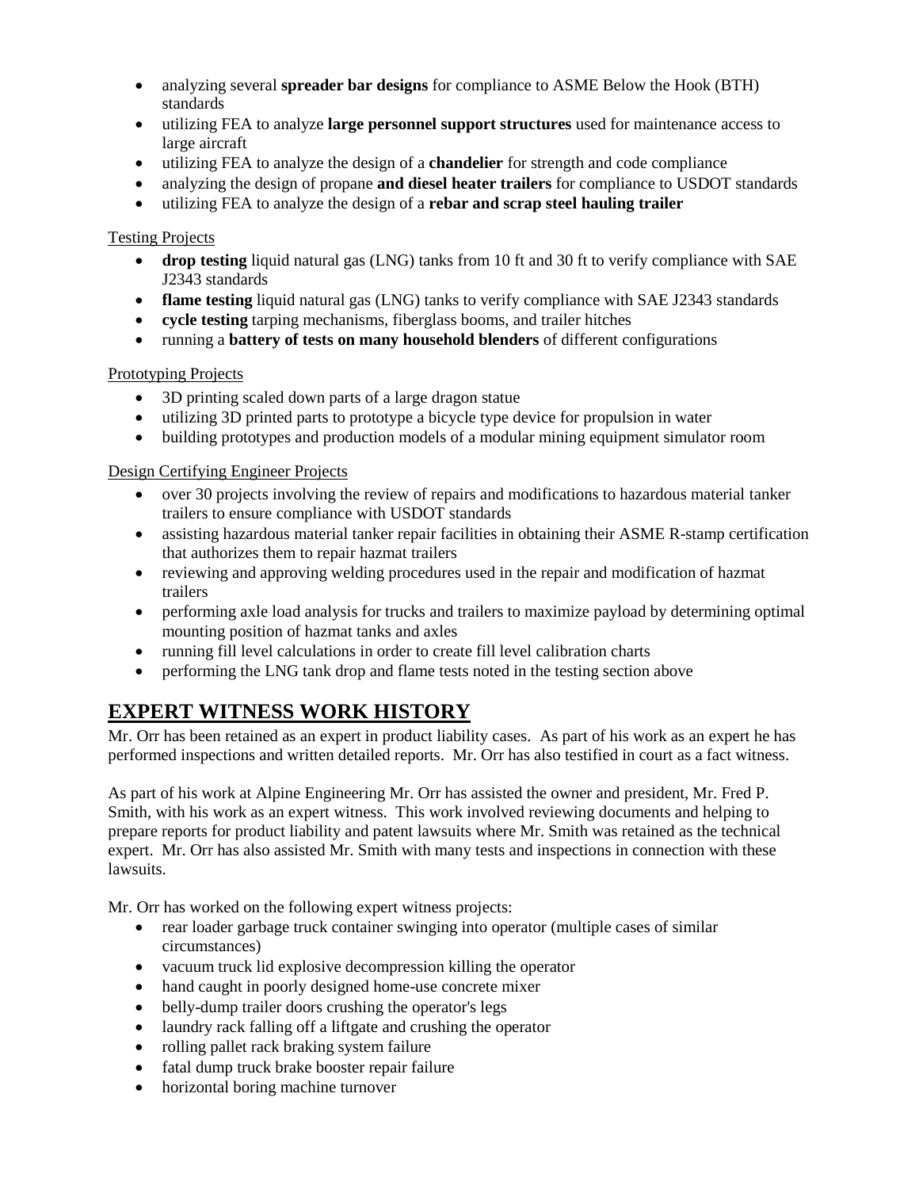- analyzing several **spreader bar designs** for compliance to ASME Below the Hook (BTH) standards
- utilizing FEA to analyze **large personnel support structures** used for maintenance access to large aircraft
- utilizing FEA to analyze the design of a **chandelier** for strength and code compliance
- analyzing the design of propane **and diesel heater trailers** for compliance to USDOT standards
- utilizing FEA to analyze the design of a **rebar and scrap steel hauling trailer**

Testing Projects

- **drop testing** liquid natural gas (LNG) tanks from 10 ft and 30 ft to verify compliance with SAE J2343 standards
- **flame testing** liquid natural gas (LNG) tanks to verify compliance with SAE J2343 standards
- **cycle testing** tarping mechanisms, fiberglass booms, and trailer hitches
- running a **battery of tests on many household blenders** of different configurations

Prototyping Projects

- 3D printing scaled down parts of a large dragon statue
- utilizing 3D printed parts to prototype a bicycle type device for propulsion in water
- building prototypes and production models of a modular mining equipment simulator room

Design Certifying Engineer Projects

- over 30 projects involving the review of repairs and modifications to hazardous material tanker trailers to ensure compliance with USDOT standards
- assisting hazardous material tanker repair facilities in obtaining their ASME R-stamp certification that authorizes them to repair hazmat trailers
- reviewing and approving welding procedures used in the repair and modification of hazmat trailers
- performing axle load analysis for trucks and trailers to maximize payload by determining optimal mounting position of hazmat tanks and axles
- running fill level calculations in order to create fill level calibration charts
- performing the LNG tank drop and flame tests noted in the testing section above

## EXPERT WITNESS WORK HISTORY

Mr. Orr has been retained as an expert in product liability cases. As part of his work as an expert he has performed inspections and written detailed reports. Mr. Orr has also testified in court as a fact witness.

As part of his work at Alpine Engineering Mr. Orr has assisted the owner and president, Mr. Fred P. Smith, with his work as an expert witness. This work involved reviewing documents and helping to prepare reports for product liability and patent lawsuits where Mr. Smith was retained as the technical expert. Mr. Orr has also assisted Mr. Smith with many tests and inspections in connection with these lawsuits.

Mr. Orr has worked on the following expert witness projects:

- rear loader garbage truck container swinging into operator (multiple cases of similar circumstances)
- vacuum truck lid explosive decompression killing the operator
- hand caught in poorly designed home-use concrete mixer
- belly-dump trailer doors crushing the operator's legs
- laundry rack falling off a liftgate and crushing the operator
- rolling pallet rack braking system failure
- fatal dump truck brake booster repair failure
- horizontal boring machine turnover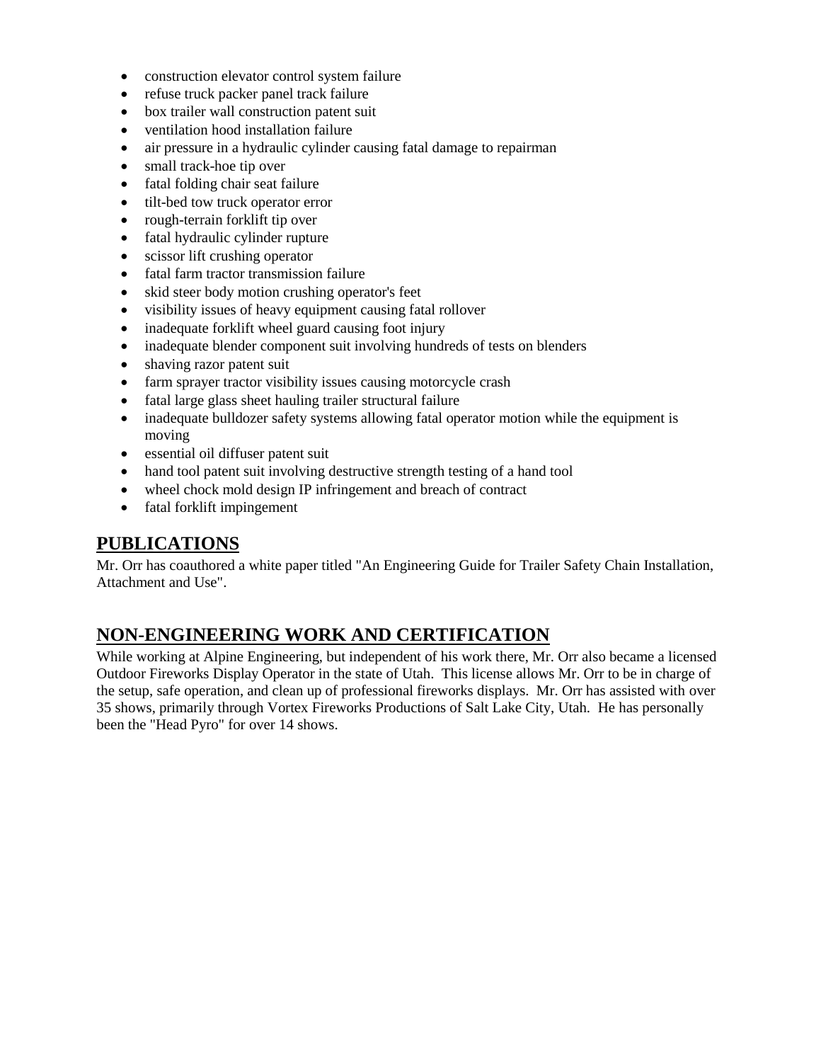- construction elevator control system failure
- refuse truck packer panel track failure
- box trailer wall construction patent suit
- ventilation hood installation failure
- air pressure in a hydraulic cylinder causing fatal damage to repairman
- small track-hoe tip over
- fatal folding chair seat failure
- tilt-bed tow truck operator error
- rough-terrain forklift tip over
- fatal hydraulic cylinder rupture
- scissor lift crushing operator
- fatal farm tractor transmission failure
- skid steer body motion crushing operator's feet
- visibility issues of heavy equipment causing fatal rollover
- inadequate forklift wheel guard causing foot injury
- inadequate blender component suit involving hundreds of tests on blenders
- shaving razor patent suit
- farm sprayer tractor visibility issues causing motorcycle crash
- fatal large glass sheet hauling trailer structural failure
- inadequate bulldozer safety systems allowing fatal operator motion while the equipment is moving
- essential oil diffuser patent suit
- hand tool patent suit involving destructive strength testing of a hand tool
- wheel chock mold design IP infringement and breach of contract
- fatal forklift impingement

## PUBLICATIONS

Mr. Orr has coauthored a white paper titled "An Engineering Guide for Trailer Safety Chain Installation, Attachment and Use".

## NON-ENGINEERING WORK AND CERTIFICATION

While working at Alpine Engineering, but independent of his work there, Mr. Orr also became a licensed Outdoor Fireworks Display Operator in the state of Utah. This license allows Mr. Orr to be in charge of the setup, safe operation, and clean up of professional fireworks displays. Mr. Orr has assisted with over 35 shows, primarily through Vortex Fireworks Productions of Salt Lake City, Utah. He has personally been the "Head Pyro" for over 14 shows.